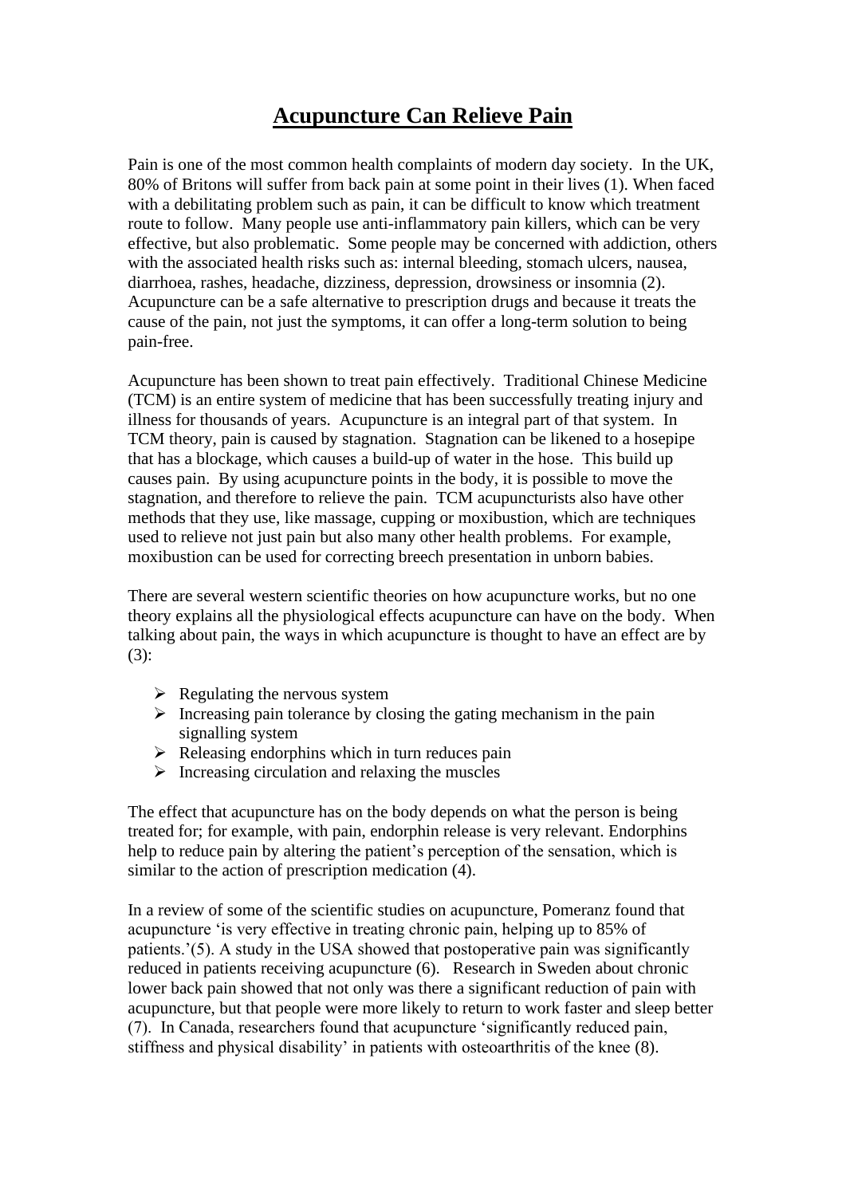# Acupuncture Can Relieve Pain

Pain is one of the most common health complaints of modern day society. In the UK, 80% of Britons will suffer from back pain at some point in their lives (1). When faced with a debilitating problem such as pain, it can be difficult to know which treatment route to follow. Many people use anti-inflammatory pain killers, which can be very effective, but also problematic. Some people may be concerned with addiction, others with the associated health risks such as: internal bleeding, stomach ulcers, nausea, diarrhoea, rashes, headache, dizziness, depression, drowsiness or insomnia (2). Acupuncture can be a safe alternative to prescription drugs and because it treats the cause of the pain, not just the symptoms, it can offer a long-term solution to being pain-free.

Acupuncture has been shown to treat pain effectively. Traditional Chinese Medicine (TCM) is an entire system of medicine that has been successfully treating injury and illness for thousands of years. Acupuncture is an integral part of that system. In TCM theory, pain is caused by stagnation. Stagnation can be likened to a hosepipe that has a blockage, which causes a build-up of water in the hose. This build up causes pain. By using acupuncture points in the body, it is possible to move the stagnation, and therefore to relieve the pain. TCM acupuncturists also have other methods that they use, like massage, cupping or moxibustion, which are techniques used to relieve not just pain but also many other health problems. For example, moxibustion can be used for correcting breech presentation in unborn babies.

There are several western scientific theories on how acupuncture works, but no one theory explains all the physiological effects acupuncture can have on the body. When talking about pain, the ways in which acupuncture is thought to have an effect are by (3):

- Regulating the nervous system
- Increasing pain tolerance by closing the gating mechanism in the pain signalling system
- Releasing endorphins which in turn reduces pain
- Increasing circulation and relaxing the muscles

The effect that acupuncture has on the body depends on what the person is being treated for; for example, with pain, endorphin release is very relevant. Endorphins help to reduce pain by altering the patient's perception of the sensation, which is similar to the action of prescription medication (4).

In a review of some of the scientific studies on acupuncture, Pomeranz found that acupuncture 'is very effective in treating chronic pain, helping up to 85% of patients.'(5). A study in the USA showed that postoperative pain was significantly reduced in patients receiving acupuncture (6). Research in Sweden about chronic lower back pain showed that not only was there a significant reduction of pain with acupuncture, but that people were more likely to return to work faster and sleep better (7). In Canada, researchers found that acupuncture 'significantly reduced pain, stiffness and physical disability' in patients with osteoarthritis of the knee (8).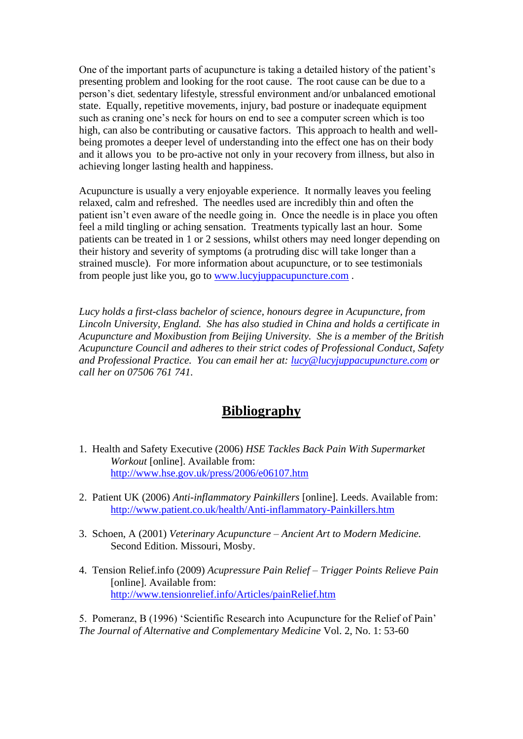One of the important parts of acupuncture is taking a detailed history of the patient's presenting problem and looking for the root cause. The root cause can be due to a person's diet, sedentary lifestyle, stressful environment and/or unbalanced emotional state. Equally, repetitive movements, injury, bad posture or inadequate equipment such as craning one's neck for hours on end to see a computer screen which is too high, can also be contributing or causative factors. This approach to health and well-being promotes a deeper level of understanding into the effect one has on their body and it allows you to be pro-active not only in your recovery from illness, but also in achieving longer lasting health and happiness.

Acupuncture is usually a very enjoyable experience. It normally leaves you feeling relaxed, calm and refreshed. The needles used are incredibly thin and often the patient isn't even aware of the needle going in. Once the needle is in place you often feel a mild tingling or aching sensation. Treatments typically last an hour. Some patients can be treated in 1 or 2 sessions, whilst others may need longer depending on their history and severity of symptoms (a protruding disc will take longer than a strained muscle). For more information about acupuncture, or to see testimonials from people just like you, go to www.lucyjuppacupuncture.com .

*Lucy holds a first-class bachelor of science, honours degree in Acupuncture, from Lincoln University, England. She has also studied in China and holds a certificate in Acupuncture and Moxibustion from Beijing University. She is a member of the British Acupuncture Council and adheres to their strict codes of Professional Conduct, Safety and Professional Practice. You can email her at: lucy@lucyjuppacupuncture.com or call her on 07506 761 741.*

## Bibliography

1. Health and Safety Executive (2006) *HSE Tackles Back Pain With Supermarket Workout* [online]. Available from: http://www.hse.gov.uk/press/2006/e06107.htm

2. Patient UK (2006) *Anti-inflammatory Painkillers* [online]. Leeds. Available from: http://www.patient.co.uk/health/Anti-inflammatory-Painkillers.htm

3. Schoen, A (2001) *Veterinary Acupuncture – Ancient Art to Modern Medicine.* Second Edition. Missouri, Mosby.

4. Tension Relief.info (2009) *Acupressure Pain Relief – Trigger Points Relieve Pain* [online]. Available from: http://www.tensionrelief.info/Articles/painRelief.htm

5. Pomeranz, B (1996) 'Scientific Research into Acupuncture for the Relief of Pain' *The Journal of Alternative and Complementary Medicine* Vol. 2, No. 1: 53-60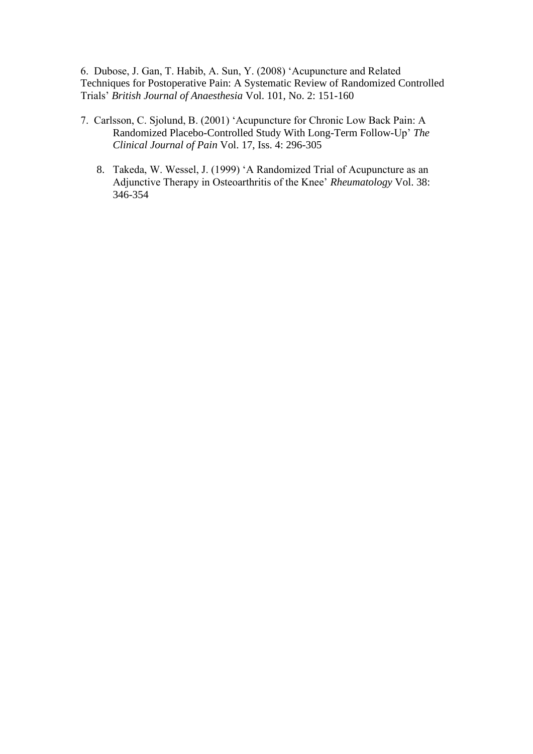6. Dubose, J. Gan, T. Habib, A. Sun, Y. (2008) 'Acupuncture and Related Techniques for Postoperative Pain: A Systematic Review of Randomized Controlled Trials' *British Journal of Anaesthesia* Vol. 101, No. 2: 151-160

7. Carlsson, C. Sjolund, B. (2001) 'Acupuncture for Chronic Low Back Pain: A Randomized Placebo-Controlled Study With Long-Term Follow-Up' *The Clinical Journal of Pain* Vol. 17, Iss. 4: 296-305

8. Takeda, W. Wessel, J. (1999) 'A Randomized Trial of Acupuncture as an Adjunctive Therapy in Osteoarthritis of the Knee' *Rheumatology* Vol. 38: 346-354